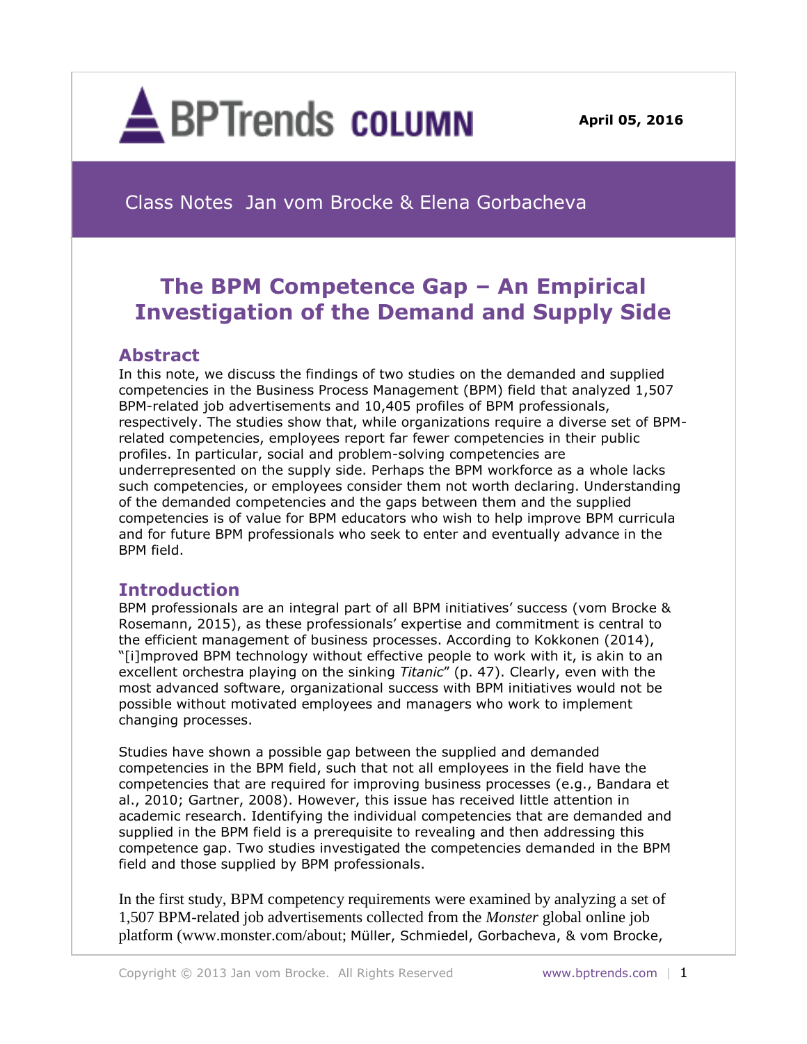BPTrends COLUMN

April 05, 2016

Class Notes Jan vom Brocke & Elena Gorbacheva

# The BPM Competence Gap – An Empirical Investigation of the Demand and Supply Side

## Abstract

In this note, we discuss the findings of two studies on the demanded and supplied competencies in the Business Process Management (BPM) field that analyzed 1,507 BPM-related job advertisements and 10,405 profiles of BPM professionals, respectively. The studies show that, while organizations require a diverse set of BPM-related competencies, employees report far fewer competencies in their public profiles. In particular, social and problem-solving competencies are underrepresented on the supply side. Perhaps the BPM workforce as a whole lacks such competencies, or employees consider them not worth declaring. Understanding of the demanded competencies and the gaps between them and the supplied competencies is of value for BPM educators who wish to help improve BPM curricula and for future BPM professionals who seek to enter and eventually advance in the BPM field.

## Introduction

BPM professionals are an integral part of all BPM initiatives' success (vom Brocke & Rosemann, 2015), as these professionals' expertise and commitment is central to the efficient management of business processes. According to Kokkonen (2014), "[i]mproved BPM technology without effective people to work with it, is akin to an excellent orchestra playing on the sinking *Titanic*" (p. 47). Clearly, even with the most advanced software, organizational success with BPM initiatives would not be possible without motivated employees and managers who work to implement changing processes.

Studies have shown a possible gap between the supplied and demanded competencies in the BPM field, such that not all employees in the field have the competencies that are required for improving business processes (e.g., Bandara et al., 2010; Gartner, 2008). However, this issue has received little attention in academic research. Identifying the individual competencies that are demanded and supplied in the BPM field is a prerequisite to revealing and then addressing this competence gap. Two studies investigated the competencies demanded in the BPM field and those supplied by BPM professionals.

In the first study, BPM competency requirements were examined by analyzing a set of 1,507 BPM-related job advertisements collected from the *Monster* global online job platform (www.monster.com/about; Müller, Schmiedel, Gorbacheva, & vom Brocke,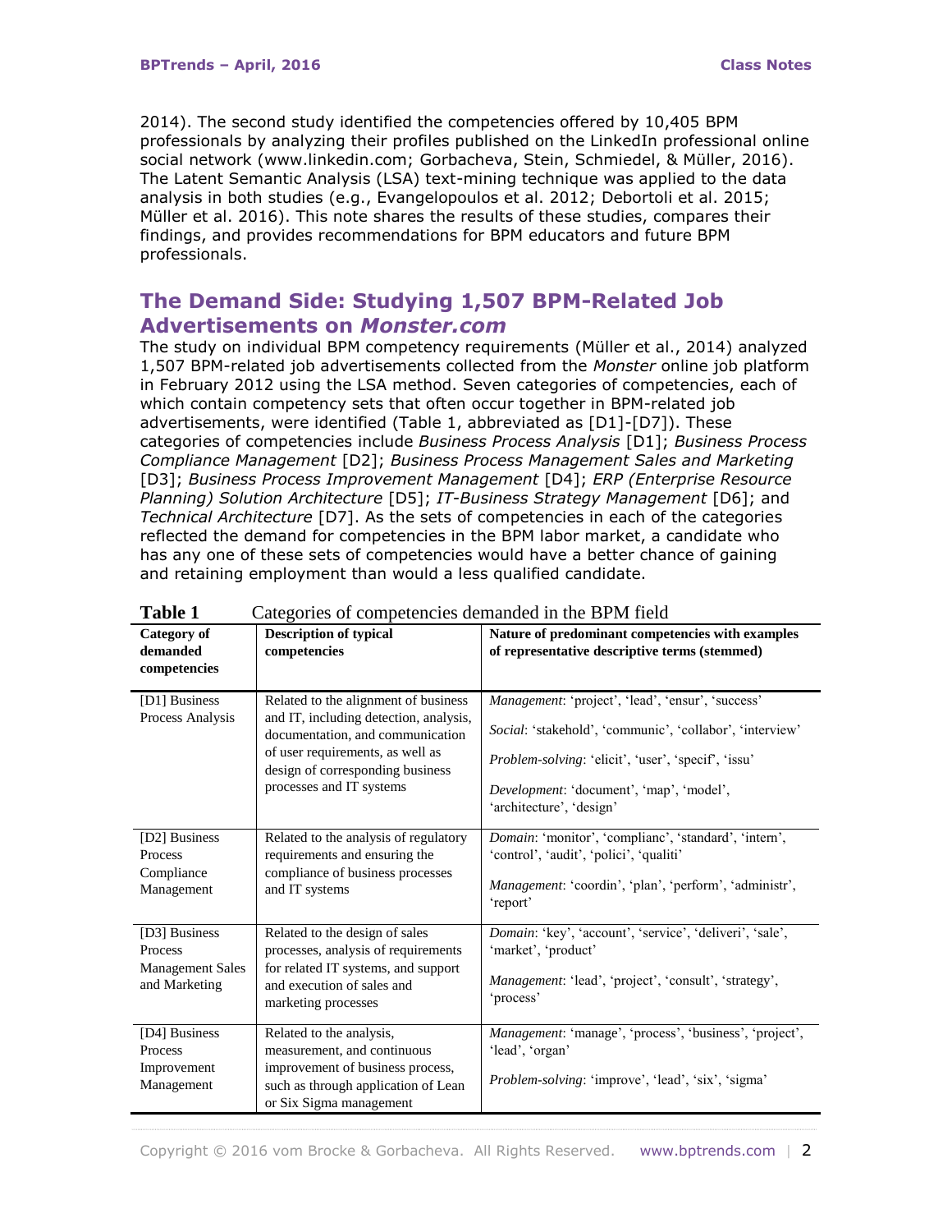2014). The second study identified the competencies offered by 10,405 BPM professionals by analyzing their profiles published on the LinkedIn professional online social network (www.linkedin.com; Gorbacheva, Stein, Schmiedel, & Müller, 2016). The Latent Semantic Analysis (LSA) text-mining technique was applied to the data analysis in both studies (e.g., Evangelopoulos et al. 2012; Debortoli et al. 2015; Müller et al. 2016). This note shares the results of these studies, compares their findings, and provides recommendations for BPM educators and future BPM professionals.

## The Demand Side: Studying 1,507 BPM-Related Job Advertisements on *Monster.com*

The study on individual BPM competency requirements (Müller et al., 2014) analyzed 1,507 BPM-related job advertisements collected from the *Monster* online job platform in February 2012 using the LSA method. Seven categories of competencies, each of which contain competency sets that often occur together in BPM-related job advertisements, were identified (Table 1, abbreviated as [D1]-[D7]). These categories of competencies include *Business Process Analysis* [D1]; *Business Process Compliance Management* [D2]; *Business Process Management Sales and Marketing* [D3]; *Business Process Improvement Management* [D4]; *ERP (Enterprise Resource Planning) Solution Architecture* [D5]; *IT-Business Strategy Management* [D6]; and *Technical Architecture* [D7]. As the sets of competencies in each of the categories reflected the demand for competencies in the BPM labor market, a candidate who has any one of these sets of competencies would have a better chance of gaining and retaining employment than would a less qualified candidate.

**Table 1** Categories of competencies demanded in the BPM field

| Category of demanded competencies | Description of typical competencies | Nature of predominant competencies with examples of representative descriptive terms (stemmed) |
|---|---|---|
| [D1] Business Process Analysis | Related to the alignment of business and IT, including detection, analysis, documentation, and communication of user requirements, as well as design of corresponding business processes and IT systems | *Management*: 'project', 'lead', 'ensur', 'success'<br>*Social*: 'stakehold', 'communic', 'collabor', 'interview'<br>*Problem-solving*: 'elicit', 'user', 'specif', 'issu'<br>*Development*: 'document', 'map', 'model', 'architecture', 'design' |
| [D2] Business Process Compliance Management | Related to the analysis of regulatory requirements and ensuring the compliance of business processes and IT systems | *Domain*: 'monitor', 'complianc', 'standard', 'intern', 'control', 'audit', 'polici', 'qualiti'<br>*Management*: 'coordin', 'plan', 'perform', 'administr', 'report' |
| [D3] Business Process Management Sales and Marketing | Related to the design of sales processes, analysis of requirements for related IT systems, and support and execution of sales and marketing processes | *Domain*: 'key', 'account', 'service', 'deliveri', 'sale', 'market', 'product'<br>*Management*: 'lead', 'project', 'consult', 'strategy', 'process' |
| [D4] Business Process Improvement Management | Related to the analysis, measurement, and continuous improvement of business process, such as through application of Lean or Six Sigma management | *Management*: 'manage', 'process', 'business', 'project', 'lead', 'organ'<br>*Problem-solving*: 'improve', 'lead', 'six', 'sigma' |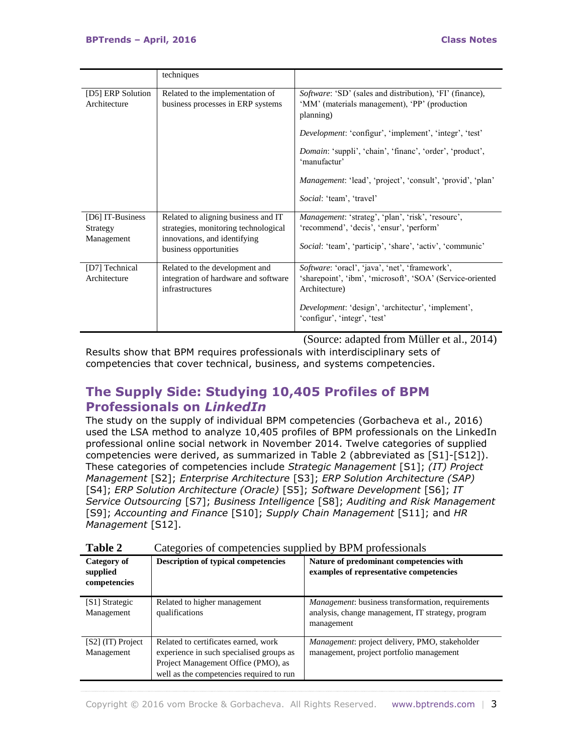|  | techniques |  |
|---|---|---|
| [D5] ERP Solution Architecture | Related to the implementation of business processes in ERP systems | *Software*: 'SD' (sales and distribution), 'FI' (finance), 'MM' (materials management), 'PP' (production planning)<br><br>*Development*: 'configur', 'implement', 'integr', 'test'<br><br>*Domain*: 'suppli', 'chain', 'financ', 'order', 'product', 'manufactur'<br><br>*Management*: 'lead', 'project', 'consult', 'provid', 'plan'<br><br>*Social*: 'team', 'travel' |
| [D6] IT-Business Strategy Management | Related to aligning business and IT strategies, monitoring technological innovations, and identifying business opportunities | *Management*: 'strateg', 'plan', 'risk', 'resourc', 'recommend', 'decis', 'ensur', 'perform'<br><br>*Social*: 'team', 'particip', 'share', 'activ', 'communic' |
| [D7] Technical Architecture | Related to the development and integration of hardware and software infrastructures | *Software*: 'oracl', 'java', 'net', 'framework', 'sharepoint', 'ibm', 'microsoft', 'SOA' (Service-oriented Architecture)<br><br>*Development*: 'design', 'architectur', 'implement', 'configur', 'integr', 'test' |

(Source: adapted from Müller et al., 2014)

Results show that BPM requires professionals with interdisciplinary sets of competencies that cover technical, business, and systems competencies.

## The Supply Side: Studying 10,405 Profiles of BPM Professionals on *LinkedIn*

The study on the supply of individual BPM competencies (Gorbacheva et al., 2016) used the LSA method to analyze 10,405 profiles of BPM professionals on the LinkedIn professional online social network in November 2014. Twelve categories of supplied competencies were derived, as summarized in Table 2 (abbreviated as [S1]-[S12]). These categories of competencies include *Strategic Management* [S1]; *(IT) Project Management* [S2]; *Enterprise Architecture* [S3]; *ERP Solution Architecture (SAP)* [S4]; *ERP Solution Architecture (Oracle)* [S5]; *Software Development* [S6]; *IT Service Outsourcing* [S7]; *Business Intelligence* [S8]; *Auditing and Risk Management* [S9]; *Accounting and Finance* [S10]; *Supply Chain Management* [S11]; and *HR Management* [S12].

**Table 2** Categories of competencies supplied by BPM professionals

| **Category of supplied competencies** | **Description of typical competencies** | **Nature of predominant competencies with examples of representative competencies** |
|---|---|---|
| [S1] Strategic Management | Related to higher management qualifications | *Management*: business transformation, requirements analysis, change management, IT strategy, program management |
| [S2] (IT) Project Management | Related to certificates earned, work experience in such specialised groups as Project Management Office (PMO), as well as the competencies required to run | *Management*: project delivery, PMO, stakeholder management, project portfolio management |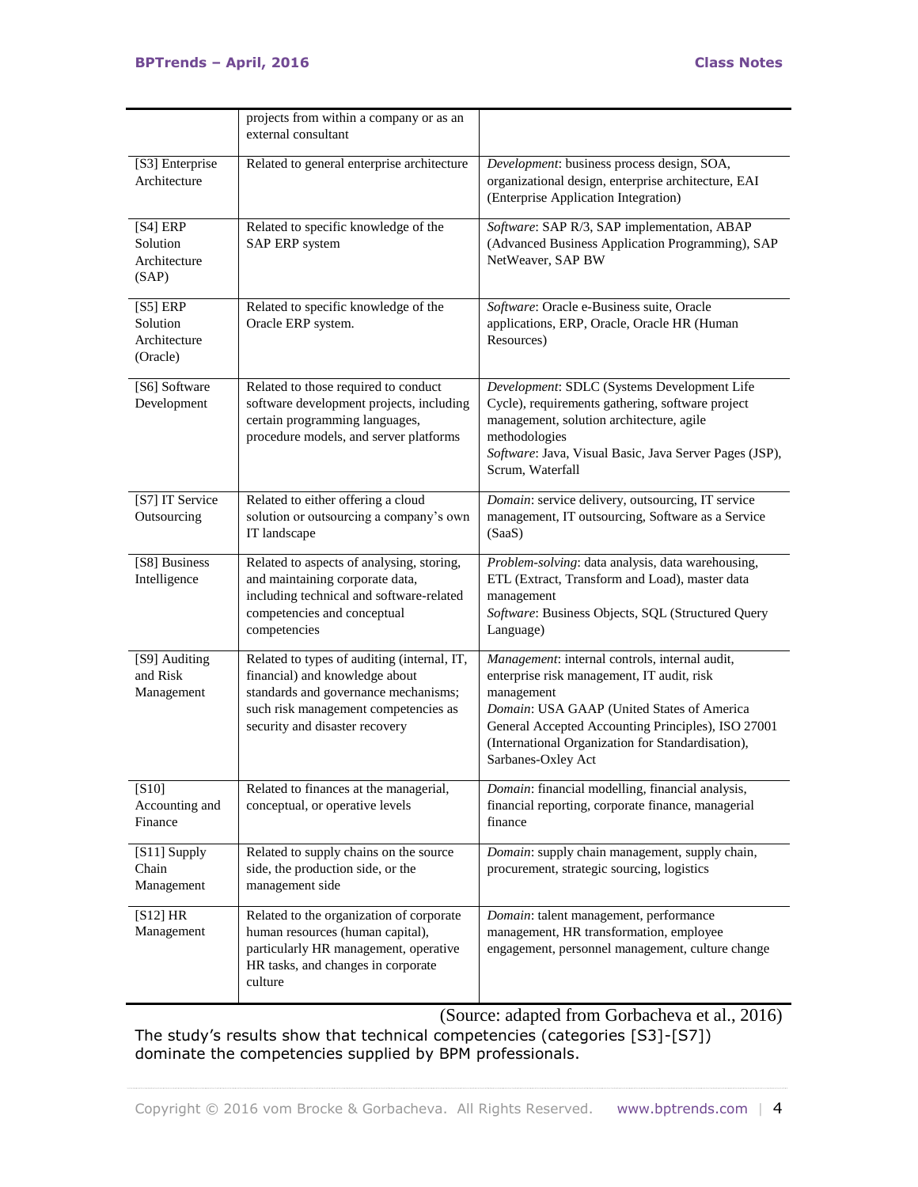| | | |
|---|---|---|
| | projects from within a company or as an external consultant | |
| [S3] Enterprise Architecture | Related to general enterprise architecture | *Development*: business process design, SOA, organizational design, enterprise architecture, EAI (Enterprise Application Integration) |
| [S4] ERP Solution Architecture (SAP) | Related to specific knowledge of the SAP ERP system | *Software*: SAP R/3, SAP implementation, ABAP (Advanced Business Application Programming), SAP NetWeaver, SAP BW |
| [S5] ERP Solution Architecture (Oracle) | Related to specific knowledge of the Oracle ERP system. | *Software*: Oracle e-Business suite, Oracle applications, ERP, Oracle, Oracle HR (Human Resources) |
| [S6] Software Development | Related to those required to conduct software development projects, including certain programming languages, procedure models, and server platforms | *Development*: SDLC (Systems Development Life Cycle), requirements gathering, software project management, solution architecture, agile methodologies<br>*Software*: Java, Visual Basic, Java Server Pages (JSP), Scrum, Waterfall |
| [S7] IT Service Outsourcing | Related to either offering a cloud solution or outsourcing a company's own IT landscape | *Domain*: service delivery, outsourcing, IT service management, IT outsourcing, Software as a Service (SaaS) |
| [S8] Business Intelligence | Related to aspects of analysing, storing, and maintaining corporate data, including technical and software-related competencies and conceptual competencies | *Problem-solving*: data analysis, data warehousing, ETL (Extract, Transform and Load), master data management<br>*Software*: Business Objects, SQL (Structured Query Language) |
| [S9] Auditing and Risk Management | Related to types of auditing (internal, IT, financial) and knowledge about standards and governance mechanisms; such risk management competencies as security and disaster recovery | *Management*: internal controls, internal audit, enterprise risk management, IT audit, risk management<br>*Domain*: USA GAAP (United States of America General Accepted Accounting Principles), ISO 27001 (International Organization for Standardisation), Sarbanes-Oxley Act |
| [S10] Accounting and Finance | Related to finances at the managerial, conceptual, or operative levels | *Domain*: financial modelling, financial analysis, financial reporting, corporate finance, managerial finance |
| [S11] Supply Chain Management | Related to supply chains on the source side, the production side, or the management side | *Domain*: supply chain management, supply chain, procurement, strategic sourcing, logistics |
| [S12] HR Management | Related to the organization of corporate human resources (human capital), particularly HR management, operative HR tasks, and changes in corporate culture | *Domain*: talent management, performance management, HR transformation, employee engagement, personnel management, culture change |

(Source: adapted from Gorbacheva et al., 2016)

The study's results show that technical competencies (categories [S3]-[S7]) dominate the competencies supplied by BPM professionals.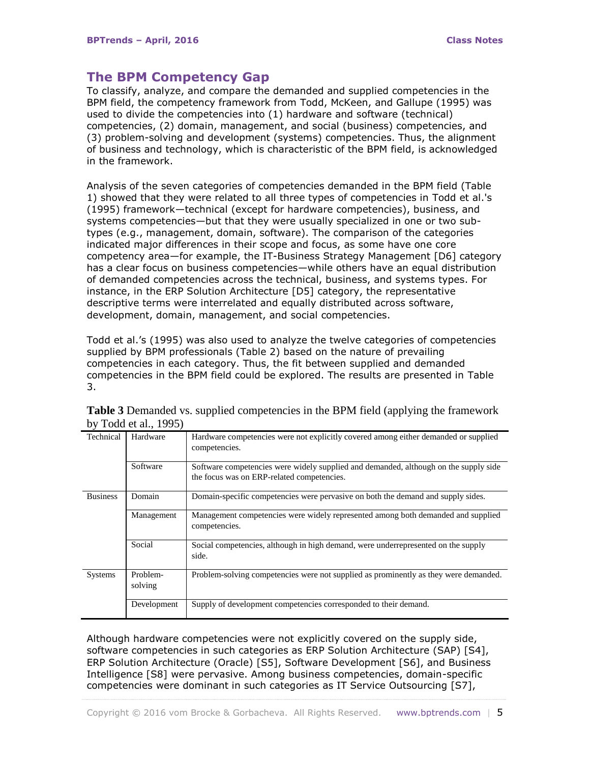## The BPM Competency Gap

To classify, analyze, and compare the demanded and supplied competencies in the BPM field, the competency framework from Todd, McKeen, and Gallupe (1995) was used to divide the competencies into (1) hardware and software (technical) competencies, (2) domain, management, and social (business) competencies, and (3) problem-solving and development (systems) competencies. Thus, the alignment of business and technology, which is characteristic of the BPM field, is acknowledged in the framework.

Analysis of the seven categories of competencies demanded in the BPM field (Table 1) showed that they were related to all three types of competencies in Todd et al.'s (1995) framework—technical (except for hardware competencies), business, and systems competencies—but that they were usually specialized in one or two sub-types (e.g., management, domain, software). The comparison of the categories indicated major differences in their scope and focus, as some have one core competency area—for example, the IT-Business Strategy Management [D6] category has a clear focus on business competencies—while others have an equal distribution of demanded competencies across the technical, business, and systems types. For instance, in the ERP Solution Architecture [D5] category, the representative descriptive terms were interrelated and equally distributed across software, development, domain, management, and social competencies.

Todd et al.'s (1995) was also used to analyze the twelve categories of competencies supplied by BPM professionals (Table 2) based on the nature of prevailing competencies in each category. Thus, the fit between supplied and demanded competencies in the BPM field could be explored. The results are presented in Table 3.

**Table 3** Demanded vs. supplied competencies in the BPM field (applying the framework by Todd et al., 1995)

| | | |
|---|---|---|
| Technical | Hardware | Hardware competencies were not explicitly covered among either demanded or supplied competencies. |
| | Software | Software competencies were widely supplied and demanded, although on the supply side the focus was on ERP-related competencies. |
| Business | Domain | Domain-specific competencies were pervasive on both the demand and supply sides. |
| | Management | Management competencies were widely represented among both demanded and supplied competencies. |
| | Social | Social competencies, although in high demand, were underrepresented on the supply side. |
| Systems | Problem-solving | Problem-solving competencies were not supplied as prominently as they were demanded. |
| | Development | Supply of development competencies corresponded to their demand. |

Although hardware competencies were not explicitly covered on the supply side, software competencies in such categories as ERP Solution Architecture (SAP) [S4], ERP Solution Architecture (Oracle) [S5], Software Development [S6], and Business Intelligence [S8] were pervasive. Among business competencies, domain-specific competencies were dominant in such categories as IT Service Outsourcing [S7],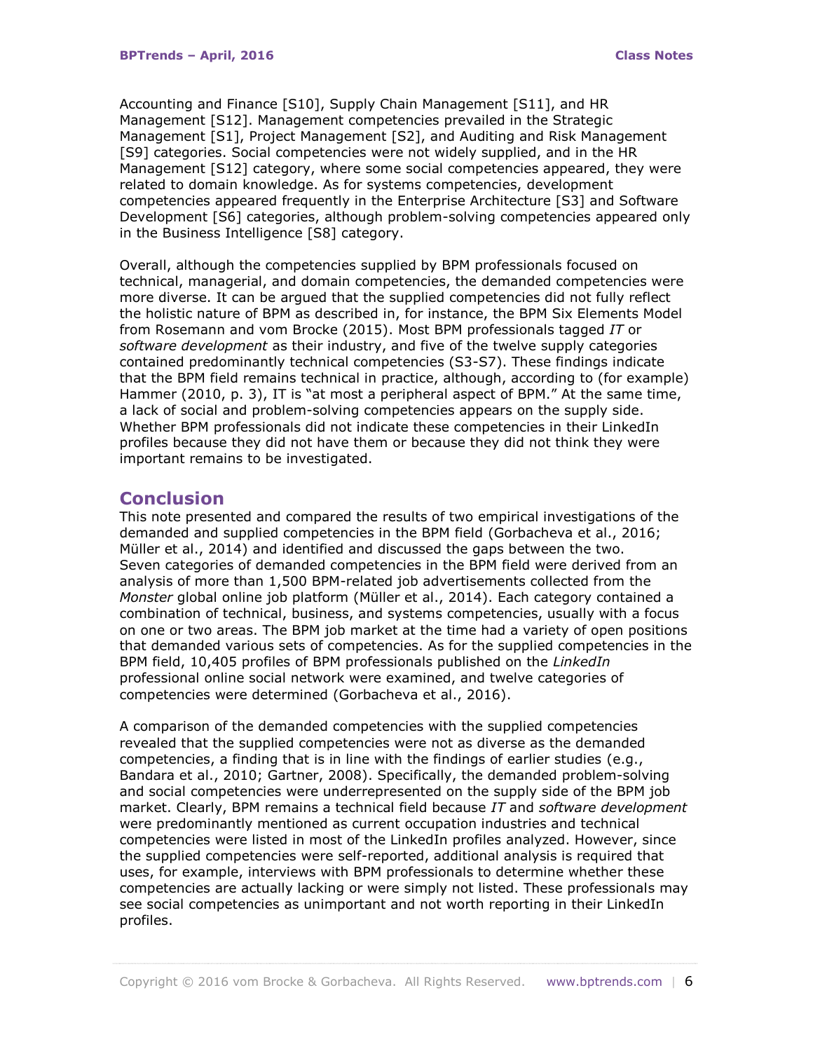Accounting and Finance [S10], Supply Chain Management [S11], and HR Management [S12]. Management competencies prevailed in the Strategic Management [S1], Project Management [S2], and Auditing and Risk Management [S9] categories. Social competencies were not widely supplied, and in the HR Management [S12] category, where some social competencies appeared, they were related to domain knowledge. As for systems competencies, development competencies appeared frequently in the Enterprise Architecture [S3] and Software Development [S6] categories, although problem-solving competencies appeared only in the Business Intelligence [S8] category.

Overall, although the competencies supplied by BPM professionals focused on technical, managerial, and domain competencies, the demanded competencies were more diverse. It can be argued that the supplied competencies did not fully reflect the holistic nature of BPM as described in, for instance, the BPM Six Elements Model from Rosemann and vom Brocke (2015). Most BPM professionals tagged *IT* or *software development* as their industry, and five of the twelve supply categories contained predominantly technical competencies (S3-S7). These findings indicate that the BPM field remains technical in practice, although, according to (for example) Hammer (2010, p. 3), IT is "at most a peripheral aspect of BPM." At the same time, a lack of social and problem-solving competencies appears on the supply side. Whether BPM professionals did not indicate these competencies in their LinkedIn profiles because they did not have them or because they did not think they were important remains to be investigated.

## Conclusion

This note presented and compared the results of two empirical investigations of the demanded and supplied competencies in the BPM field (Gorbacheva et al., 2016; Müller et al., 2014) and identified and discussed the gaps between the two. Seven categories of demanded competencies in the BPM field were derived from an analysis of more than 1,500 BPM-related job advertisements collected from the *Monster* global online job platform (Müller et al., 2014). Each category contained a combination of technical, business, and systems competencies, usually with a focus on one or two areas. The BPM job market at the time had a variety of open positions that demanded various sets of competencies. As for the supplied competencies in the BPM field, 10,405 profiles of BPM professionals published on the *LinkedIn* professional online social network were examined, and twelve categories of competencies were determined (Gorbacheva et al., 2016).

A comparison of the demanded competencies with the supplied competencies revealed that the supplied competencies were not as diverse as the demanded competencies, a finding that is in line with the findings of earlier studies (e.g., Bandara et al., 2010; Gartner, 2008). Specifically, the demanded problem-solving and social competencies were underrepresented on the supply side of the BPM job market. Clearly, BPM remains a technical field because *IT* and *software development* were predominantly mentioned as current occupation industries and technical competencies were listed in most of the LinkedIn profiles analyzed. However, since the supplied competencies were self-reported, additional analysis is required that uses, for example, interviews with BPM professionals to determine whether these competencies are actually lacking or were simply not listed. These professionals may see social competencies as unimportant and not worth reporting in their LinkedIn profiles.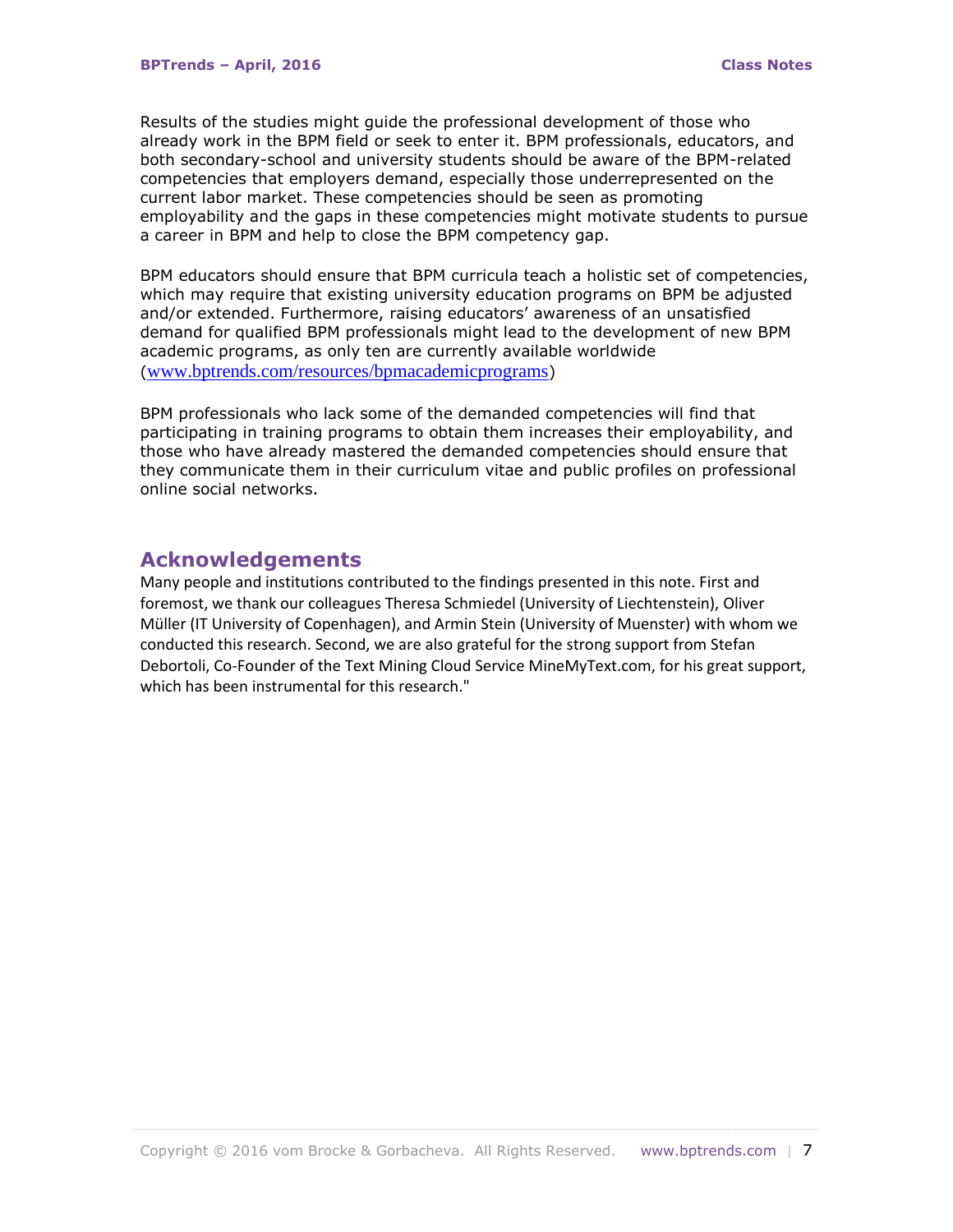Results of the studies might guide the professional development of those who already work in the BPM field or seek to enter it. BPM professionals, educators, and both secondary-school and university students should be aware of the BPM-related competencies that employers demand, especially those underrepresented on the current labor market. These competencies should be seen as promoting employability and the gaps in these competencies might motivate students to pursue a career in BPM and help to close the BPM competency gap.

BPM educators should ensure that BPM curricula teach a holistic set of competencies, which may require that existing university education programs on BPM be adjusted and/or extended. Furthermore, raising educators' awareness of an unsatisfied demand for qualified BPM professionals might lead to the development of new BPM academic programs, as only ten are currently available worldwide (www.bptrends.com/resources/bpmacademicprograms)

BPM professionals who lack some of the demanded competencies will find that participating in training programs to obtain them increases their employability, and those who have already mastered the demanded competencies should ensure that they communicate them in their curriculum vitae and public profiles on professional online social networks.

## Acknowledgements

Many people and institutions contributed to the findings presented in this note. First and foremost, we thank our colleagues Theresa Schmiedel (University of Liechtenstein), Oliver Müller (IT University of Copenhagen), and Armin Stein (University of Muenster) with whom we conducted this research. Second, we are also grateful for the strong support from Stefan Debortoli, Co-Founder of the Text Mining Cloud Service MineMyText.com, for his great support, which has been instrumental for this research."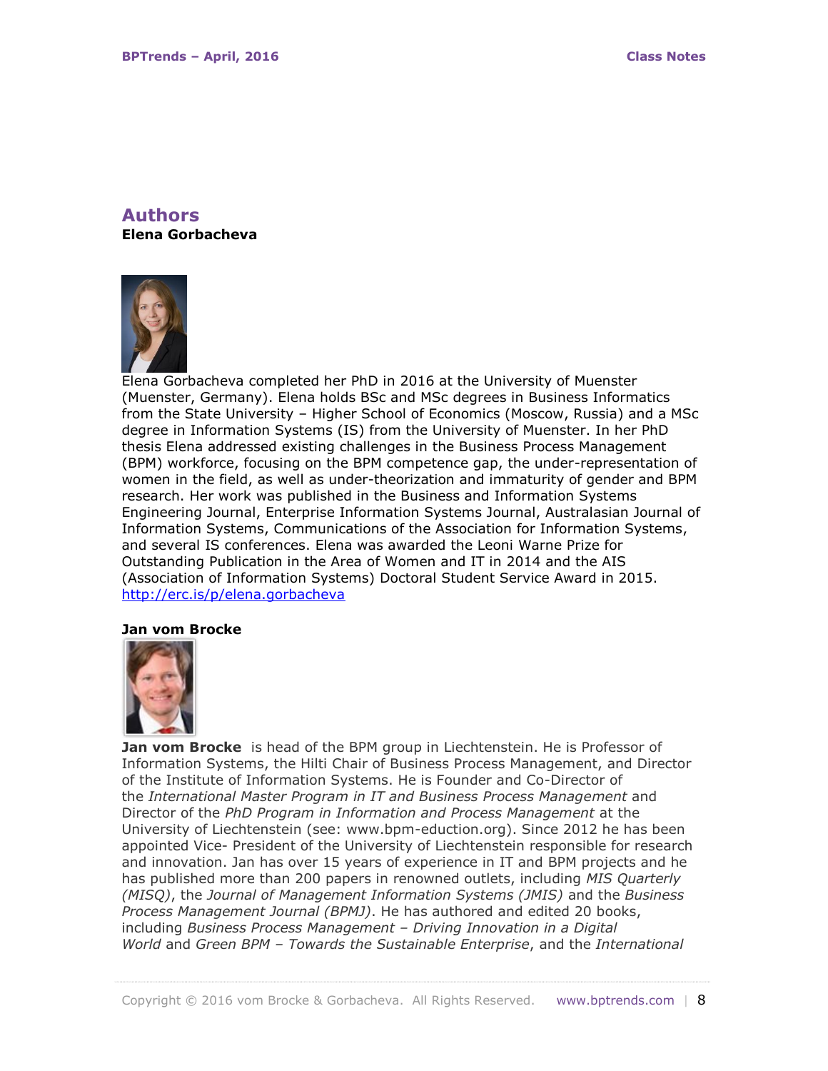## Authors

**Elena Gorbacheva**

Elena Gorbacheva completed her PhD in 2016 at the University of Muenster (Muenster, Germany). Elena holds BSc and MSc degrees in Business Informatics from the State University – Higher School of Economics (Moscow, Russia) and a MSc degree in Information Systems (IS) from the University of Muenster. In her PhD thesis Elena addressed existing challenges in the Business Process Management (BPM) workforce, focusing on the BPM competence gap, the under-representation of women in the field, as well as under-theorization and immaturity of gender and BPM research. Her work was published in the Business and Information Systems Engineering Journal, Enterprise Information Systems Journal, Australasian Journal of Information Systems, Communications of the Association for Information Systems, and several IS conferences. Elena was awarded the Leoni Warne Prize for Outstanding Publication in the Area of Women and IT in 2014 and the AIS (Association of Information Systems) Doctoral Student Service Award in 2015. http://erc.is/p/elena.gorbacheva

**Jan vom Brocke**

**Jan vom Brocke** is head of the BPM group in Liechtenstein. He is Professor of Information Systems, the Hilti Chair of Business Process Management, and Director of the Institute of Information Systems. He is Founder and Co-Director of the *International Master Program in IT and Business Process Management* and Director of the *PhD Program in Information and Process Management* at the University of Liechtenstein (see: www.bpm-eduction.org). Since 2012 he has been appointed Vice- President of the University of Liechtenstein responsible for research and innovation. Jan has over 15 years of experience in IT and BPM projects and he has published more than 200 papers in renowned outlets, including *MIS Quarterly (MISQ)*, the *Journal of Management Information Systems (JMIS)* and the *Business Process Management Journal (BPMJ)*. He has authored and edited 20 books, including *Business Process Management – Driving Innovation in a Digital World* and *Green BPM – Towards the Sustainable Enterprise*, and the *International*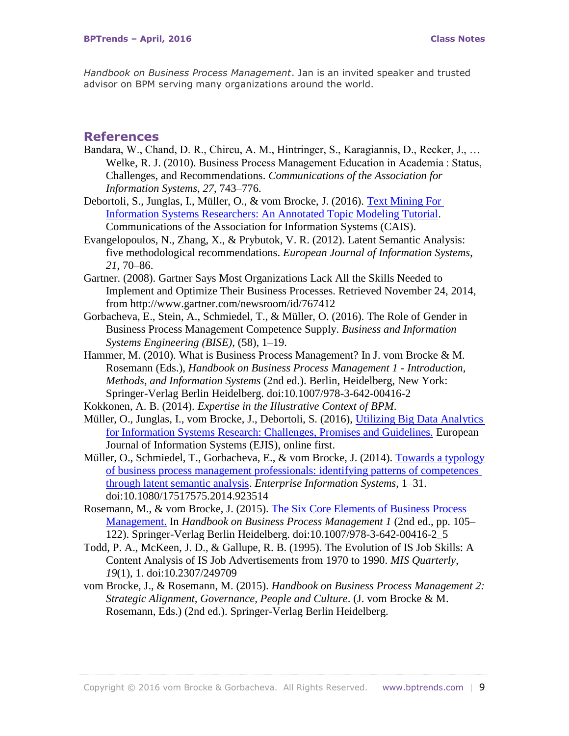*Handbook on Business Process Management*. Jan is an invited speaker and trusted advisor on BPM serving many organizations around the world.

## References

Bandara, W., Chand, D. R., Chircu, A. M., Hintringer, S., Karagiannis, D., Recker, J., … Welke, R. J. (2010). Business Process Management Education in Academia : Status, Challenges, and Recommendations. *Communications of the Association for Information Systems*, *27*, 743–776.

Debortoli, S., Junglas, I., Müller, O., & vom Brocke, J. (2016). Text Mining For Information Systems Researchers: An Annotated Topic Modeling Tutorial. Communications of the Association for Information Systems (CAIS).

Evangelopoulos, N., Zhang, X., & Prybutok, V. R. (2012). Latent Semantic Analysis: five methodological recommendations. *European Journal of Information Systems*, *21*, 70–86.

Gartner. (2008). Gartner Says Most Organizations Lack All the Skills Needed to Implement and Optimize Their Business Processes. Retrieved November 24, 2014, from http://www.gartner.com/newsroom/id/767412

Gorbacheva, E., Stein, A., Schmiedel, T., & Müller, O. (2016). The Role of Gender in Business Process Management Competence Supply. *Business and Information Systems Engineering (BISE)*, (58), 1–19.

Hammer, M. (2010). What is Business Process Management? In J. vom Brocke & M. Rosemann (Eds.), *Handbook on Business Process Management 1 - Introduction, Methods, and Information Systems* (2nd ed.). Berlin, Heidelberg, New York: Springer-Verlag Berlin Heidelberg. doi:10.1007/978-3-642-00416-2

Kokkonen, A. B. (2014). *Expertise in the Illustrative Context of BPM*.

Müller, O., Junglas, I., vom Brocke, J., Debortoli, S. (2016), Utilizing Big Data Analytics for Information Systems Research: Challenges, Promises and Guidelines. European Journal of Information Systems (EJIS), online first.

Müller, O., Schmiedel, T., Gorbacheva, E., & vom Brocke, J. (2014). Towards a typology of business process management professionals: identifying patterns of competences through latent semantic analysis. *Enterprise Information Systems*, 1–31. doi:10.1080/17517575.2014.923514

Rosemann, M., & vom Brocke, J. (2015). The Six Core Elements of Business Process Management. In *Handbook on Business Process Management 1* (2nd ed., pp. 105–122). Springer-Verlag Berlin Heidelberg. doi:10.1007/978-3-642-00416-2_5

Todd, P. A., McKeen, J. D., & Gallupe, R. B. (1995). The Evolution of IS Job Skills: A Content Analysis of IS Job Advertisements from 1970 to 1990. *MIS Quarterly*, *19*(1), 1. doi:10.2307/249709

vom Brocke, J., & Rosemann, M. (2015). *Handbook on Business Process Management 2: Strategic Alignment, Governance, People and Culture*. (J. vom Brocke & M. Rosemann, Eds.) (2nd ed.). Springer-Verlag Berlin Heidelberg.